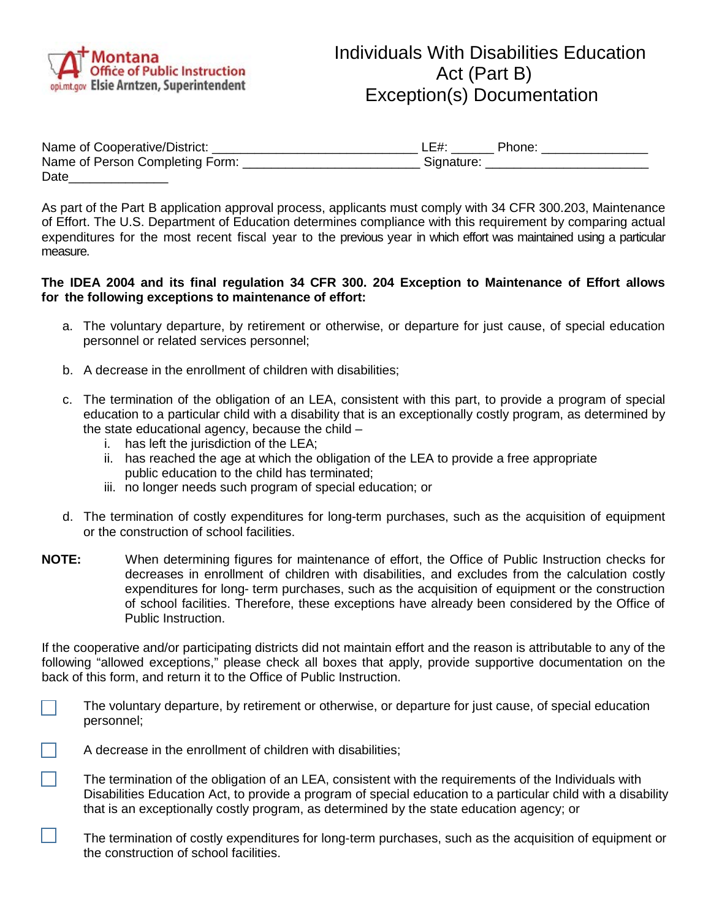Montana Office of Public Instruction
opi.mt.gov Elsie Arntzen, Superintendent

# Individuals With Disabilities Education Act (Part B) Exception(s) Documentation

Name of Cooperative/District: ____________________________ LE#: ______ Phone: _______________
Name of Person Completing Form: ________________________ Signature: ______________________
Date______________

As part of the Part B application approval process, applicants must comply with 34 CFR 300.203, Maintenance of Effort. The U.S. Department of Education determines compliance with this requirement by comparing actual expenditures for the most recent fiscal year to the previous year in which effort was maintained using a particular measure.

**The IDEA 2004 and its final regulation 34 CFR 300. 204 Exception to Maintenance of Effort allows for the following exceptions to maintenance of effort:**

a. The voluntary departure, by retirement or otherwise, or departure for just cause, of special education personnel or related services personnel;

b. A decrease in the enrollment of children with disabilities;

c. The termination of the obligation of an LEA, consistent with this part, to provide a program of special education to a particular child with a disability that is an exceptionally costly program, as determined by the state educational agency, because the child –
   i. has left the jurisdiction of the LEA;
   ii. has reached the age at which the obligation of the LEA to provide a free appropriate public education to the child has terminated;
   iii. no longer needs such program of special education; or

d. The termination of costly expenditures for long-term purchases, such as the acquisition of equipment or the construction of school facilities.

**NOTE:** When determining figures for maintenance of effort, the Office of Public Instruction checks for decreases in enrollment of children with disabilities, and excludes from the calculation costly expenditures for long- term purchases, such as the acquisition of equipment or the construction of school facilities. Therefore, these exceptions have already been considered by the Office of Public Instruction.

If the cooperative and/or participating districts did not maintain effort and the reason is attributable to any of the following "allowed exceptions," please check all boxes that apply, provide supportive documentation on the back of this form, and return it to the Office of Public Instruction.

☐ The voluntary departure, by retirement or otherwise, or departure for just cause, of special education personnel;

☐ A decrease in the enrollment of children with disabilities;

☐ The termination of the obligation of an LEA, consistent with the requirements of the Individuals with Disabilities Education Act, to provide a program of special education to a particular child with a disability that is an exceptionally costly program, as determined by the state education agency; or

☐ The termination of costly expenditures for long-term purchases, such as the acquisition of equipment or the construction of school facilities.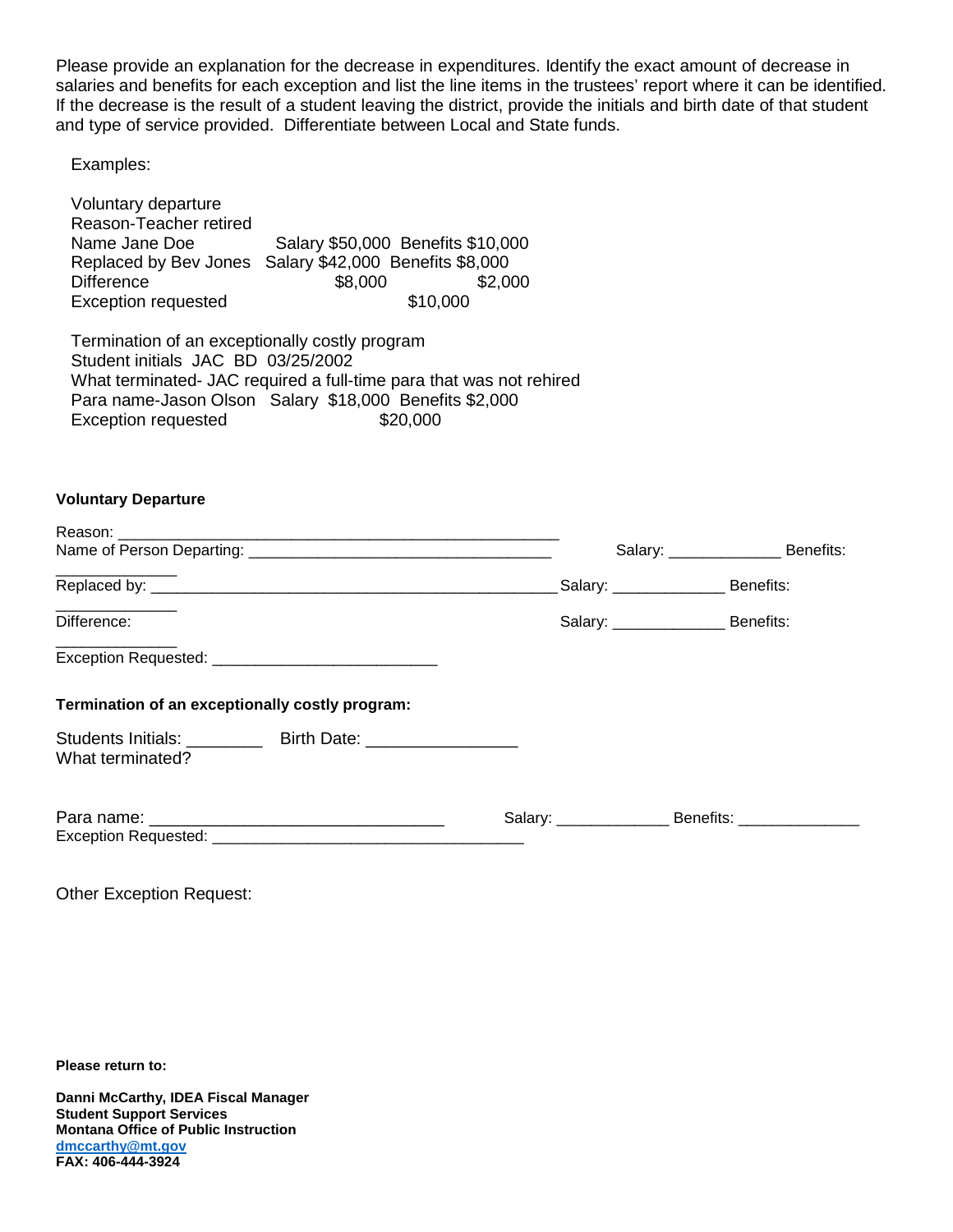Please provide an explanation for the decrease in expenditures. Identify the exact amount of decrease in salaries and benefits for each exception and list the line items in the trustees' report where it can be identified. If the decrease is the result of a student leaving the district, provide the initials and birth date of that student and type of service provided. Differentiate between Local and State funds.

Examples:

Voluntary departure
Reason-Teacher retired
Name Jane Doe Salary $50,000 Benefits $10,000
Replaced by Bev Jones Salary $42,000 Benefits $8,000
Difference $8,000 $2,000
Exception requested $10,000

Termination of an exceptionally costly program
Student initials JAC BD 03/25/2002
What terminated- JAC required a full-time para that was not rehired
Para name-Jason Olson Salary $18,000 Benefits $2,000
Exception requested $20,000

**Voluntary Departure**

Reason: ______________________________________________

Name of Person Departing: ______________________________ Salary: ___________ Benefits: ___________

Replaced by: __________________________________________ Salary: ___________ Benefits: ___________

Difference: Salary: ___________ Benefits: ___________

Exception Requested: ______________________

**Termination of an exceptionally costly program:**

Students Initials: ________ Birth Date: _______________

What terminated?

Para name: ____________________________ Salary: ___________ Benefits: ____________

Exception Requested: ________________________________

Other Exception Request:

**Please return to:**

**Danni McCarthy, IDEA Fiscal Manager**
**Student Support Services**
**Montana Office of Public Instruction**
**dmccarthy@mt.gov**
**FAX: 406-444-3924**